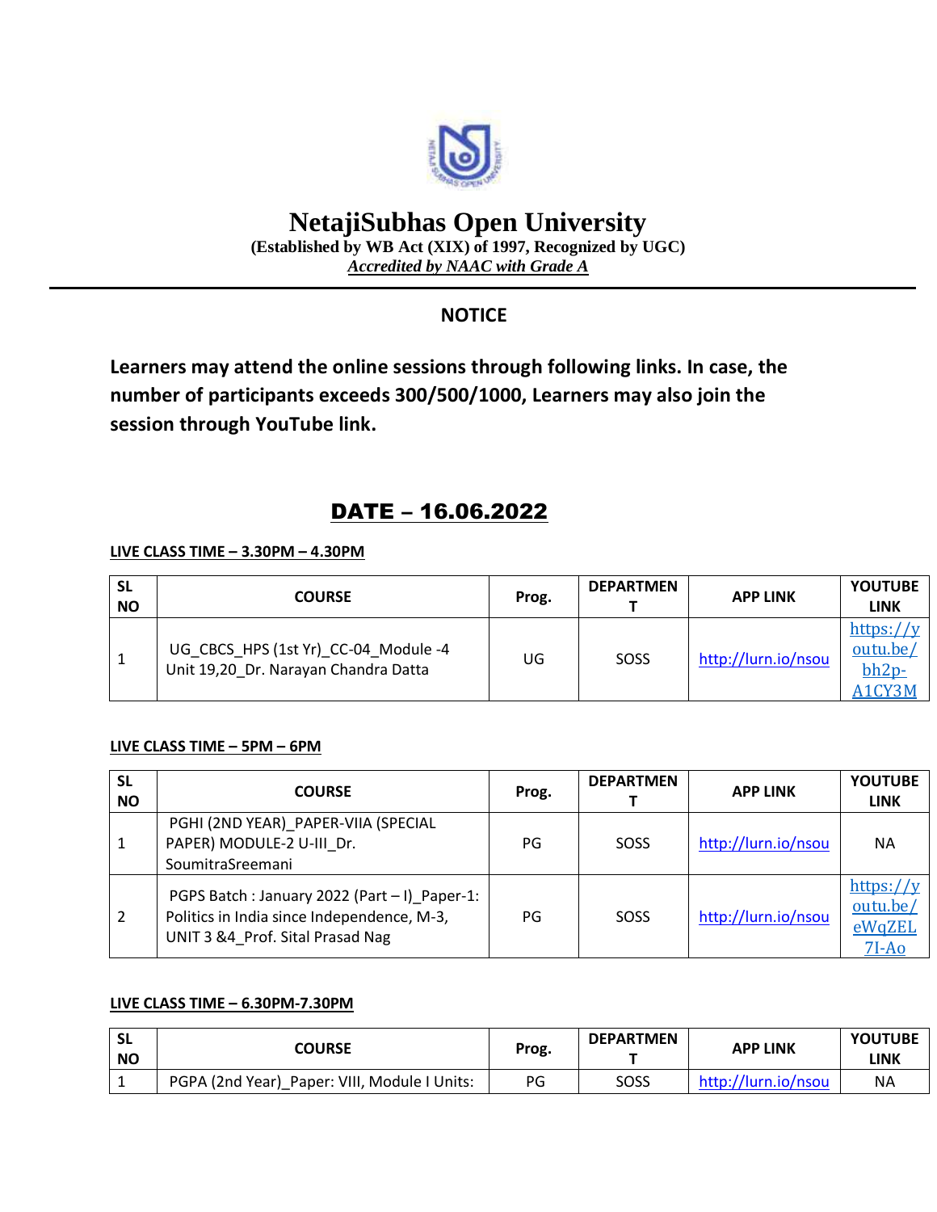# NetajiSubhas Open University

**(Established by WB Act (XIX) of 1997, Recognized by UGC)**

***Accredited by NAAC with Grade A***

## NOTICE

**Learners may attend the online sessions through following links. In case, the number of participants exceeds 300/500/1000, Learners may also join the session through YouTube link.**

## DATE – 16.06.2022

**LIVE CLASS TIME – 3.30PM – 4.30PM**

| SL NO | COURSE | Prog. | DEPARTMENT | APP LINK | YOUTUBE LINK |
|---|---|---|---|---|---|
| 1 | UG_CBCS_HPS (1st Yr)_CC-04_Module -4 Unit 19,20_Dr. Narayan Chandra Datta | UG | SOSS | http://lurn.io/nsou | https://youtu.be/bh2p-A1CY3M |

**LIVE CLASS TIME – 5PM – 6PM**

| SL NO | COURSE | Prog. | DEPARTMENT | APP LINK | YOUTUBE LINK |
|---|---|---|---|---|---|
| 1 | PGHI (2ND YEAR)_PAPER-VIIA (SPECIAL PAPER) MODULE-2 U-III_Dr. SoumitraSreemani | PG | SOSS | http://lurn.io/nsou | NA |
| 2 | PGPS Batch : January 2022 (Part – I)_Paper-1: Politics in India since Independence, M-3, UNIT 3 &4_Prof. Sital Prasad Nag | PG | SOSS | http://lurn.io/nsou | https://youtu.be/eWqZEL7I-Ao |

**LIVE CLASS TIME – 6.30PM-7.30PM**

| SL NO | COURSE | Prog. | DEPARTMENT | APP LINK | YOUTUBE LINK |
|---|---|---|---|---|---|
| 1 | PGPA (2nd Year)_Paper: VIII, Module I Units: | PG | SOSS | http://lurn.io/nsou | NA |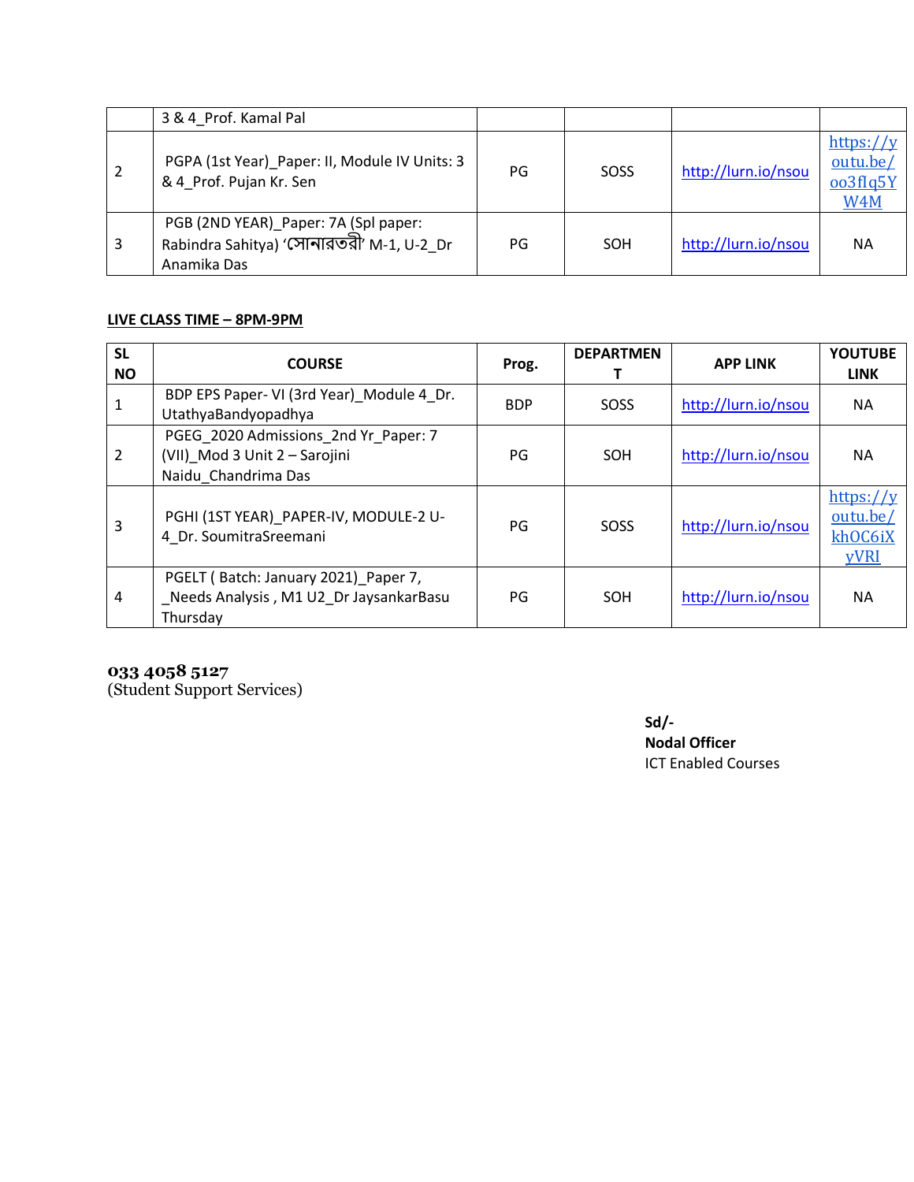| | | | | | |
|---|---|---|---|---|---|
| | 3 & 4_Prof. Kamal Pal | | | | |
| 2 | PGPA (1st Year)_Paper: II, Module IV Units: 3 & 4_Prof. Pujan Kr. Sen | PG | SOSS | http://lurn.io/nsou | https://youtu.be/oo3flq5YW4M |
| 3 | PGB (2ND YEAR)_Paper: 7A (Spl paper: Rabindra Sahitya) 'সোনারতরী' M-1, U-2_Dr Anamika Das | PG | SOH | http://lurn.io/nsou | NA |

**LIVE CLASS TIME – 8PM-9PM**

| SL NO | COURSE | Prog. | DEPARTMENT | APP LINK | YOUTUBE LINK |
|---|---|---|---|---|---|
| 1 | BDP EPS Paper- VI (3rd Year)_Module 4_Dr. UtathyaBandyopadhya | BDP | SOSS | http://lurn.io/nsou | NA |
| 2 | PGEG_2020 Admissions_2nd Yr_Paper: 7 (VII)_Mod 3 Unit 2 – Sarojini Naidu_Chandrima Das | PG | SOH | http://lurn.io/nsou | NA |
| 3 | PGHI (1ST YEAR)_PAPER-IV, MODULE-2 U-4_Dr. SoumitraSreemani | PG | SOSS | http://lurn.io/nsou | https://youtu.be/khOC6iXyVRI |
| 4 | PGELT ( Batch: January 2021)_Paper 7, _Needs Analysis , M1 U2_Dr JaysankarBasu Thursday | PG | SOH | http://lurn.io/nsou | NA |

**033 4058 5127**
(Student Support Services)

**Sd/-**
**Nodal Officer**
ICT Enabled Courses